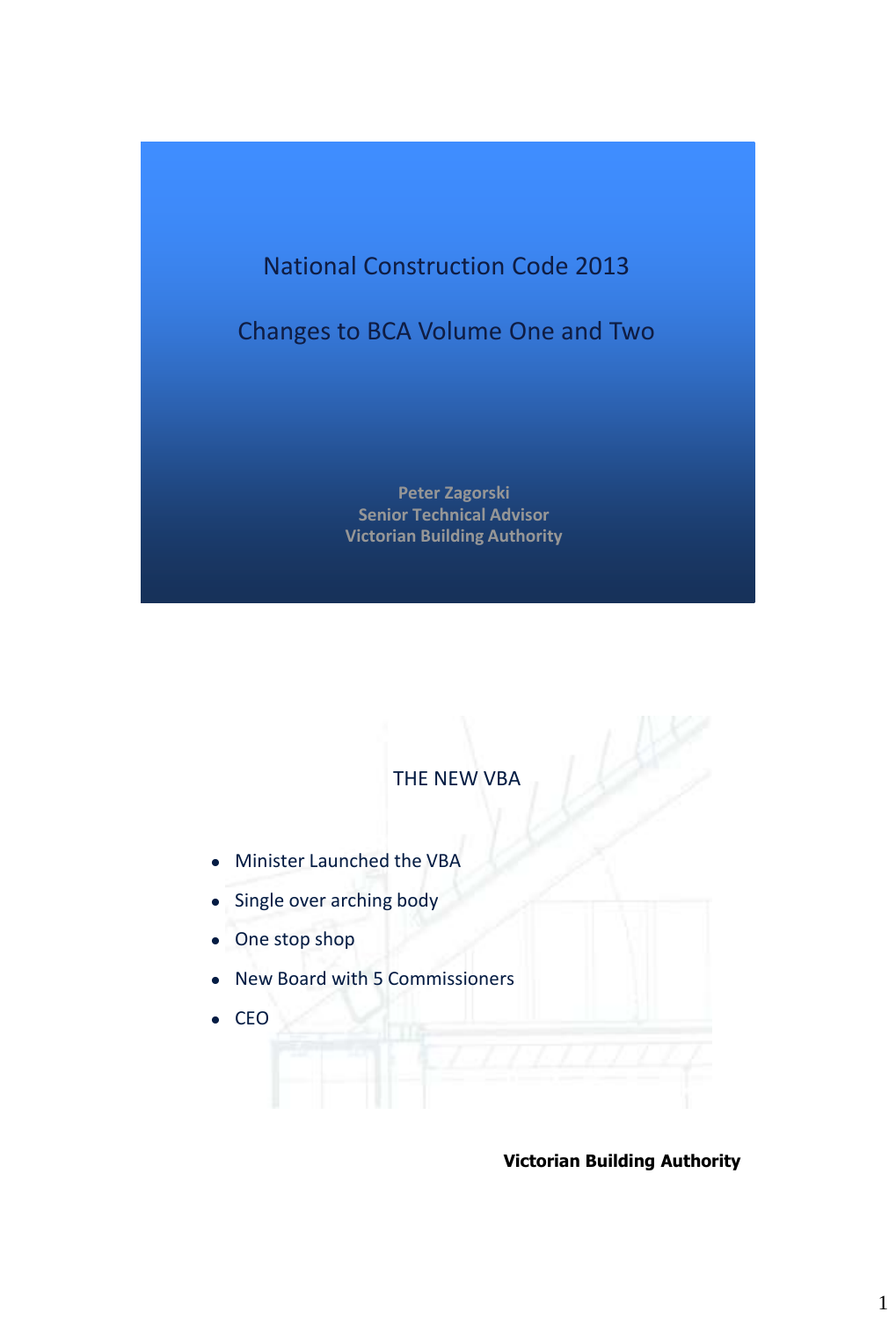# National Construction Code 2013

## Changes to BCA Volume One and Two

**Peter Zagorski**
**Senior Technical Advisor**
**Victorian Building Authority**

## THE NEW VBA

- Minister Launched the VBA
- Single over arching body
- One stop shop
- New Board with 5 Commissioners
- CEO

**Victorian Building Authority**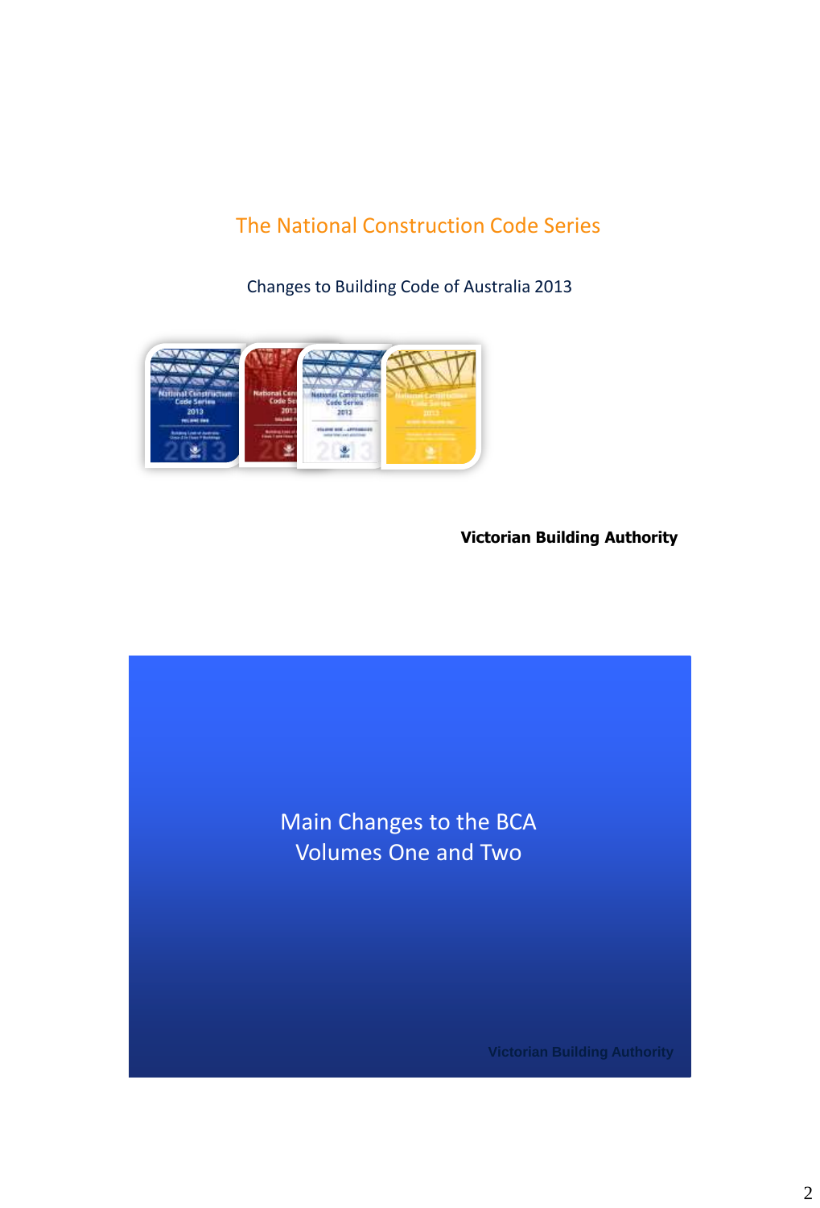## The National Construction Code Series

Changes to Building Code of Australia 2013

**Victorian Building Authority**

## Main Changes to the BCA Volumes One and Two

Victorian Building Authority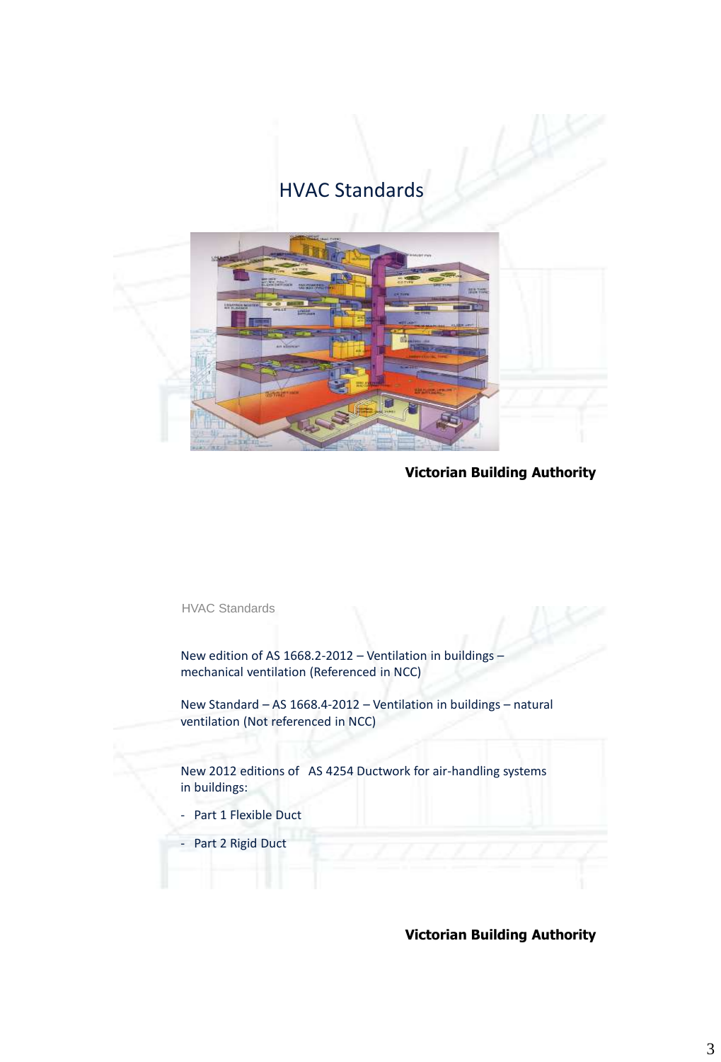# HVAC Standards

**Victorian Building Authority**

## HVAC Standards

New edition of AS 1668.2-2012 – Ventilation in buildings – mechanical ventilation (Referenced in NCC)

New Standard – AS 1668.4-2012 – Ventilation in buildings – natural ventilation (Not referenced in NCC)

New 2012 editions of AS 4254 Ductwork for air-handling systems in buildings:

- Part 1 Flexible Duct
- Part 2 Rigid Duct

**Victorian Building Authority**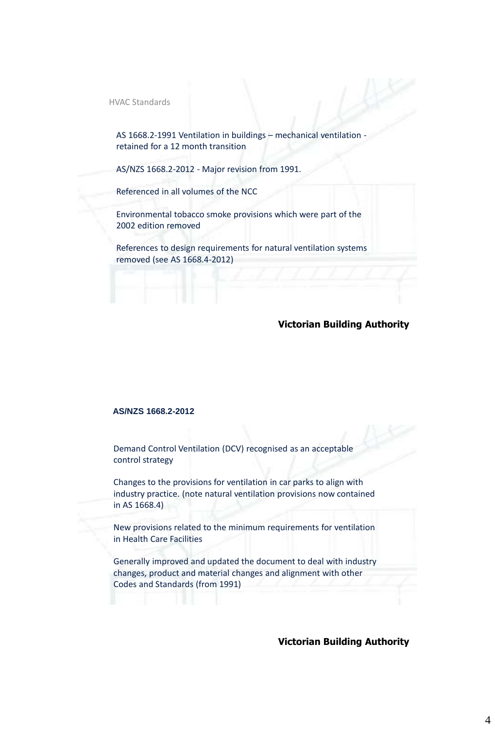## HVAC Standards

AS 1668.2-1991 Ventilation in buildings – mechanical ventilation - retained for a 12 month transition

AS/NZS 1668.2-2012 - Major revision from 1991.

Referenced in all volumes of the NCC

Environmental tobacco smoke provisions which were part of the 2002 edition removed

References to design requirements for natural ventilation systems removed (see AS 1668.4-2012)

**Victorian Building Authority**

## AS/NZS 1668.2-2012

Demand Control Ventilation (DCV) recognised as an acceptable control strategy

Changes to the provisions for ventilation in car parks to align with industry practice. (note natural ventilation provisions now contained in AS 1668.4)

New provisions related to the minimum requirements for ventilation in Health Care Facilities

Generally improved and updated the document to deal with industry changes, product and material changes and alignment with other Codes and Standards (from 1991)

**Victorian Building Authority**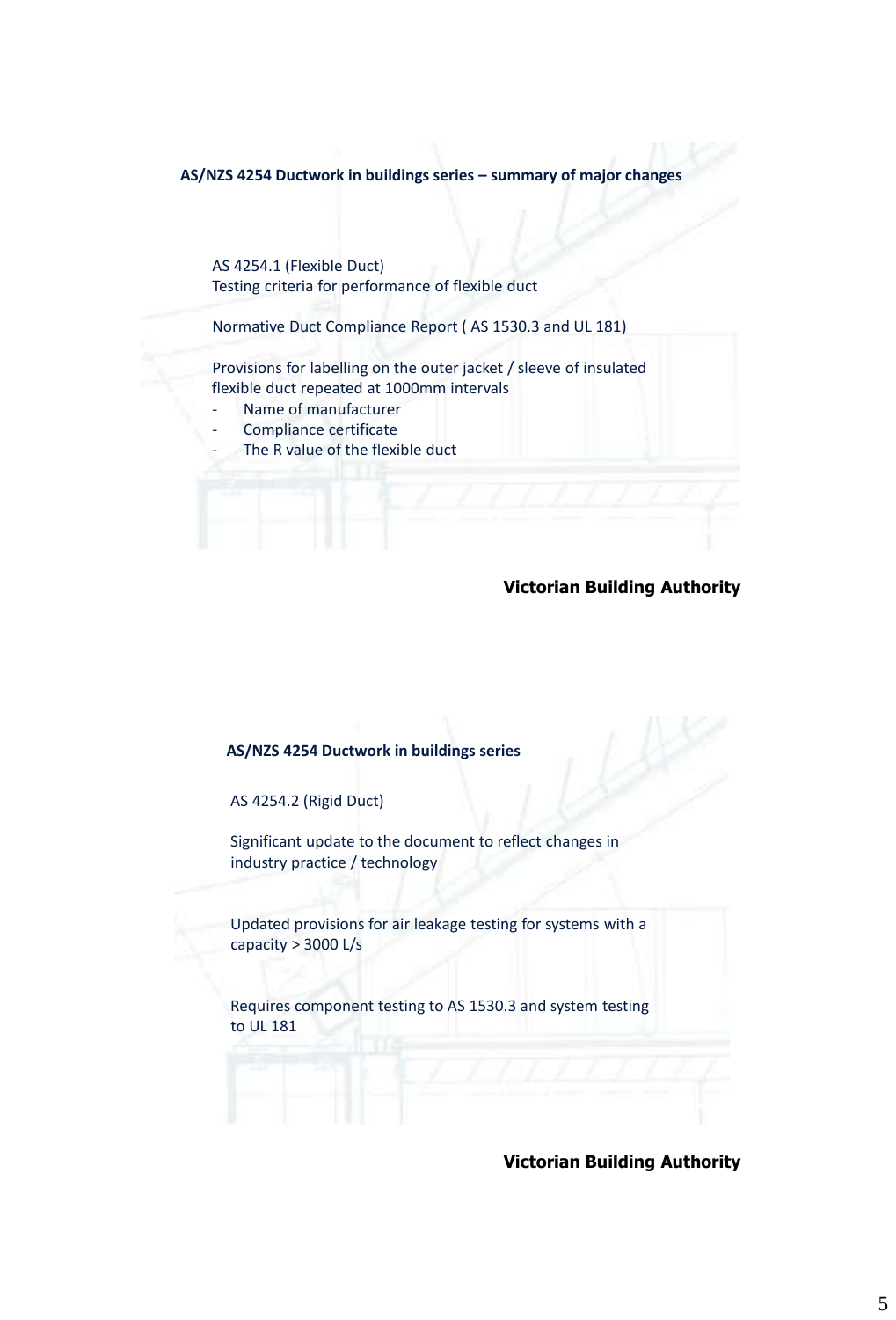## AS/NZS 4254 Ductwork in buildings series – summary of major changes

AS 4254.1 (Flexible Duct)
Testing criteria for performance of flexible duct

Normative Duct Compliance Report ( AS 1530.3 and UL 181)

Provisions for labelling on the outer jacket / sleeve of insulated flexible duct repeated at 1000mm intervals

- Name of manufacturer
- Compliance certificate
- The R value of the flexible duct

**Victorian Building Authority**

## AS/NZS 4254 Ductwork in buildings series

AS 4254.2 (Rigid Duct)

Significant update to the document to reflect changes in industry practice / technology

Updated provisions for air leakage testing for systems with a capacity > 3000 L/s

Requires component testing to AS 1530.3 and system testing to UL 181

**Victorian Building Authority**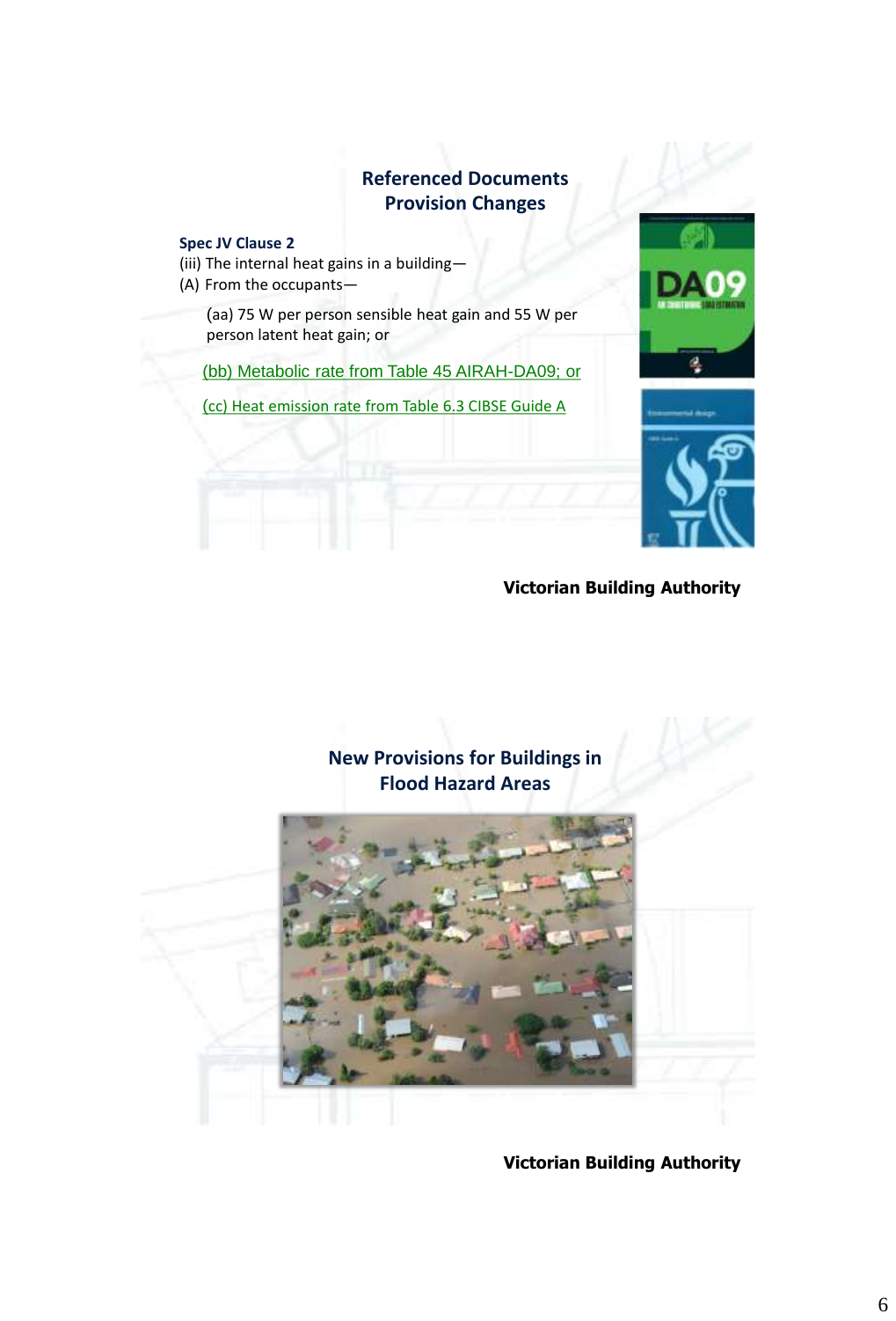## Referenced Documents Provision Changes

**Spec JV Clause 2**

(iii) The internal heat gains in a building—

(A) From the occupants—

(aa) 75 W per person sensible heat gain and 55 W per person latent heat gain; or

(bb) Metabolic rate from Table 45 AIRAH-DA09; or

(cc) Heat emission rate from Table 6.3 CIBSE Guide A

**Victorian Building Authority**

## New Provisions for Buildings in Flood Hazard Areas

**Victorian Building Authority**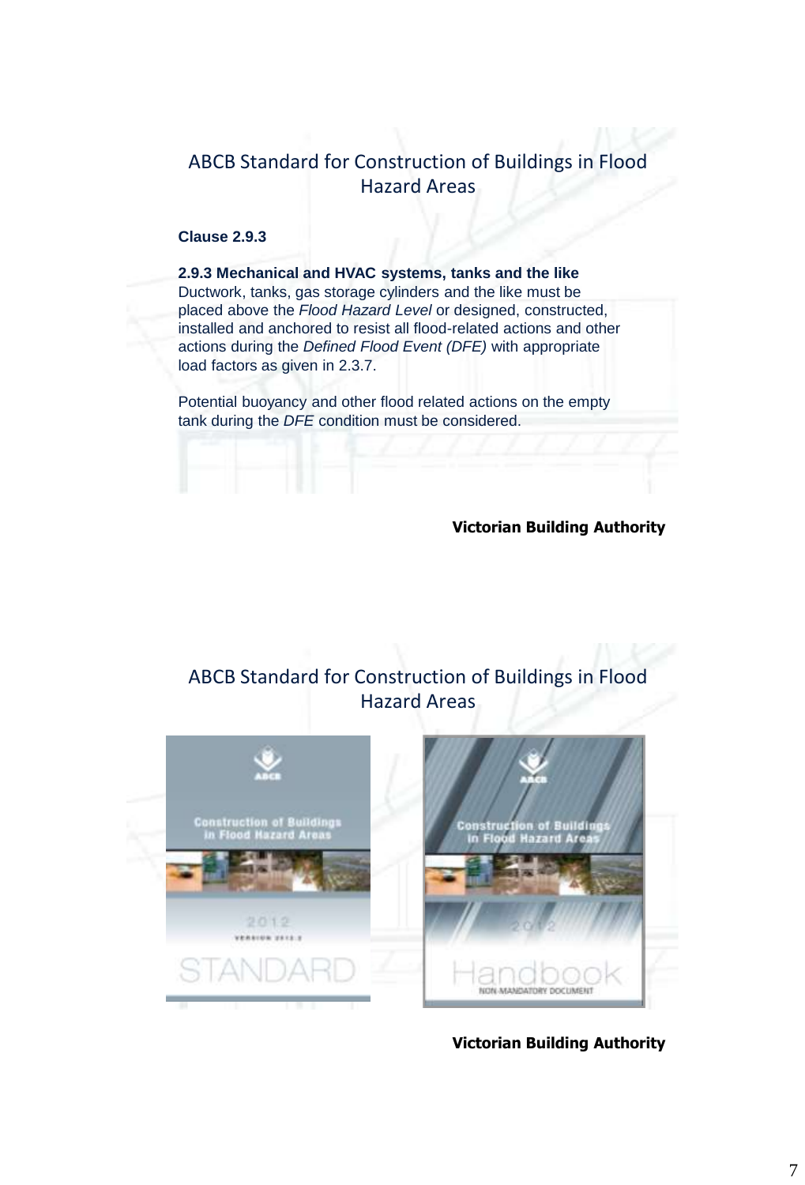## ABCB Standard for Construction of Buildings in Flood Hazard Areas

**Clause 2.9.3**

**2.9.3 Mechanical and HVAC systems, tanks and the like**
Ductwork, tanks, gas storage cylinders and the like must be placed above the *Flood Hazard Level* or designed, constructed, installed and anchored to resist all flood-related actions and other actions during the *Defined Flood Event (DFE)* with appropriate load factors as given in 2.3.7.

Potential buoyancy and other flood related actions on the empty tank during the *DFE* condition must be considered.

**Victorian Building Authority**

## ABCB Standard for Construction of Buildings in Flood Hazard Areas

ABCB
Construction of Buildings in Flood Hazard Areas
2012
VERSION 2012.2
STANDARD

ABCB
Construction of Buildings in Flood Hazard Areas
2012
Handbook
NON-MANDATORY DOCUMENT

**Victorian Building Authority**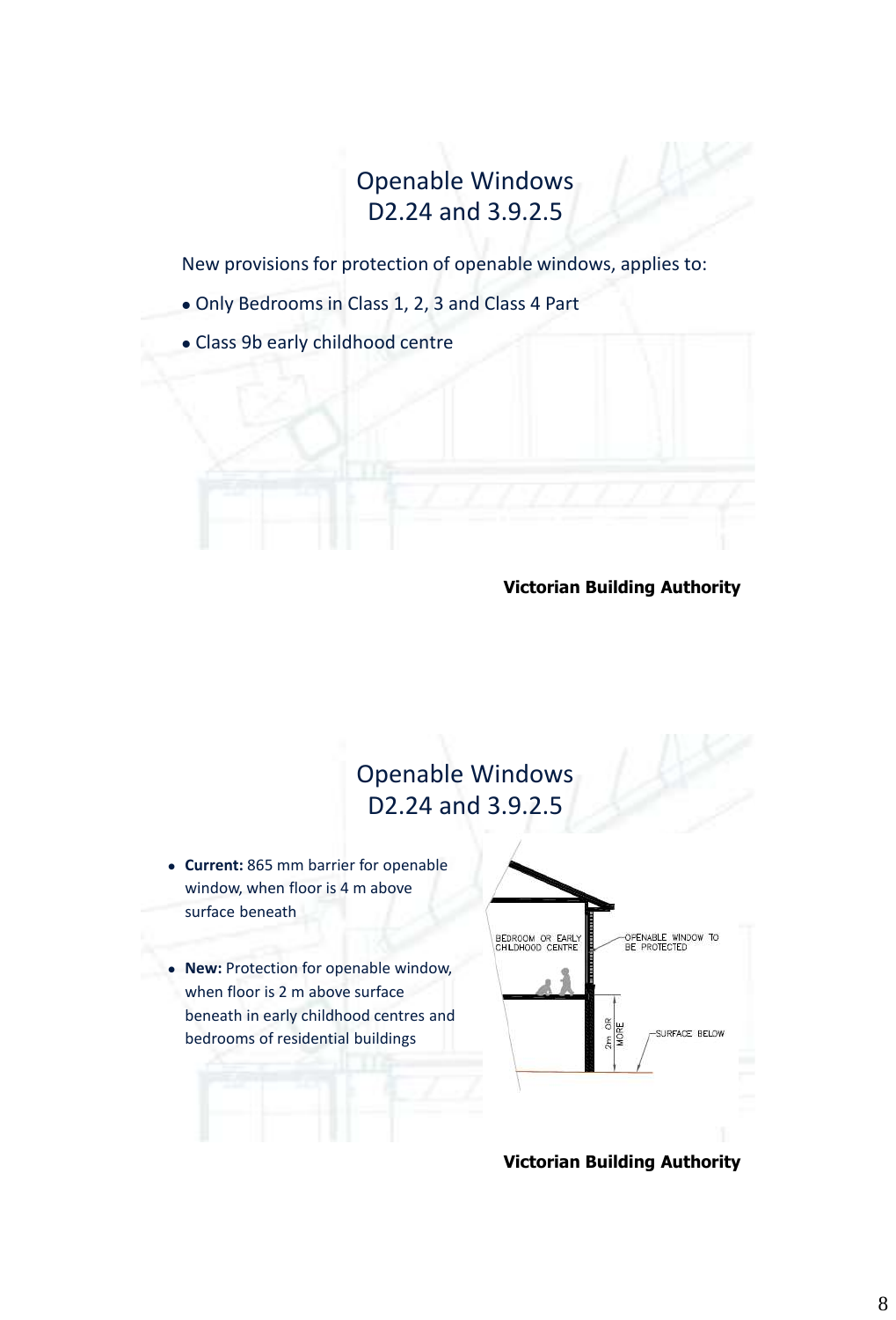## Openable Windows
## D2.24 and 3.9.2.5

New provisions for protection of openable windows, applies to:

- Only Bedrooms in Class 1, 2, 3 and Class 4 Part
- Class 9b early childhood centre

**Victorian Building Authority**

## Openable Windows
## D2.24 and 3.9.2.5

- **Current:** 865 mm barrier for openable window, when floor is 4 m above surface beneath
- **New:** Protection for openable window, when floor is 2 m above surface beneath in early childhood centres and bedrooms of residential buildings

BEDROOM OR EARLY CHILDHOOD CENTRE

OPENABLE WINDOW TO BE PROTECTED

2m OR MORE

SURFACE BELOW

**Victorian Building Authority**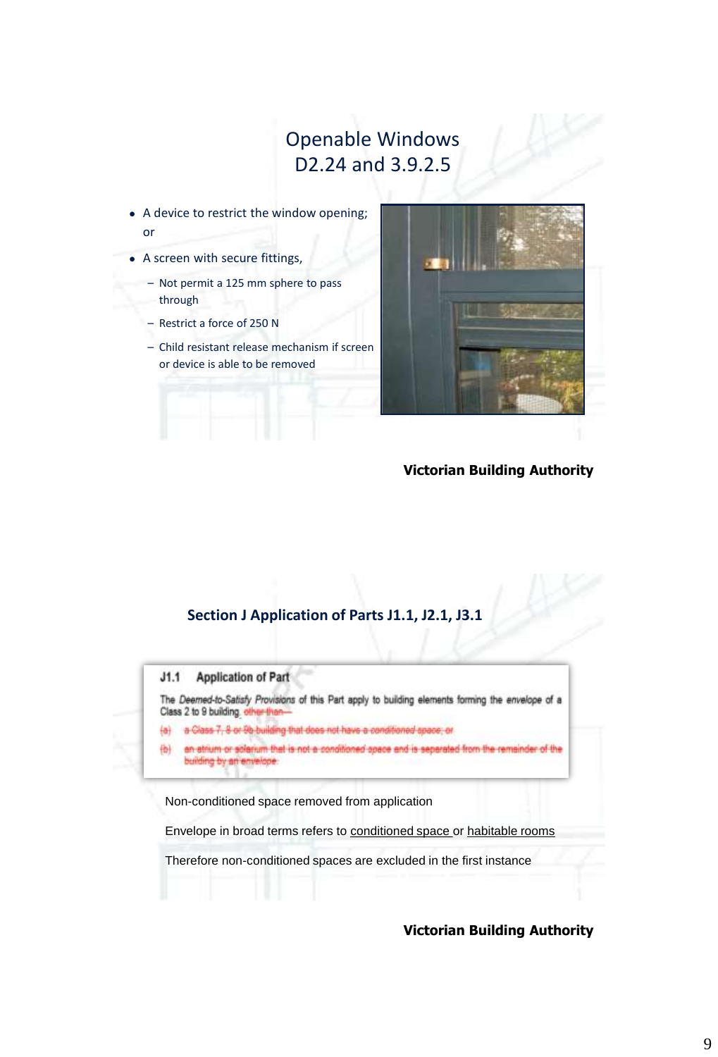## Openable Windows D2.24 and 3.9.2.5

- A device to restrict the window opening; or
- A screen with secure fittings,
  - Not permit a 125 mm sphere to pass through
  - Restrict a force of 250 N
  - Child resistant release mechanism if screen or device is able to be removed

**Victorian Building Authority**

## Section J Application of Parts J1.1, J2.1, J3.1

**J1.1 Application of Part**

The *Deemed-to-Satisfy Provisions* of this Part apply to building elements forming the *envelope* of a Class 2 to 9 building ~~other than—~~

~~(a) a Class 7, 8 or 9b building that does not have a *conditioned space*; or~~

~~(b) an atrium or solarium that is not a *conditioned space* and is separated from the remainder of the building by an *envelope*.~~

Non-conditioned space removed from application

Envelope in broad terms refers to conditioned space or habitable rooms

Therefore non-conditioned spaces are excluded in the first instance

**Victorian Building Authority**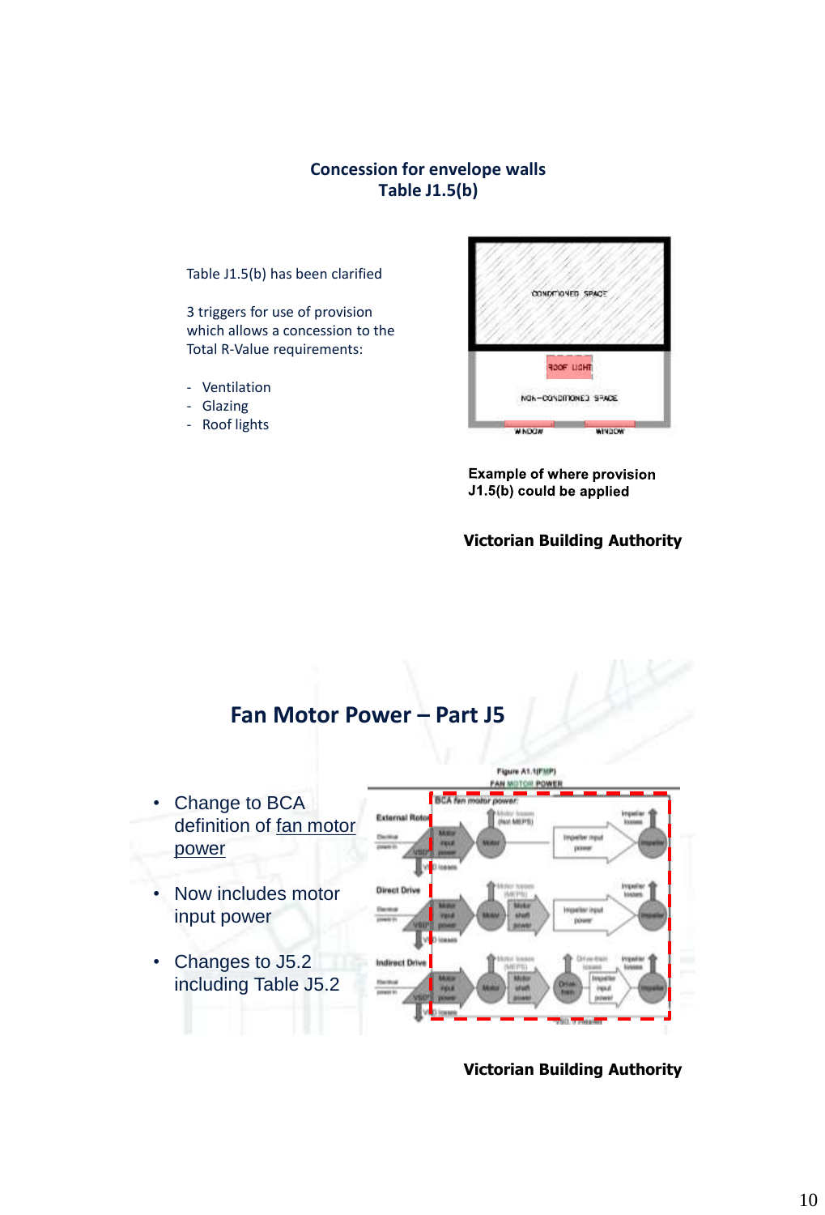## Concession for envelope walls
## Table J1.5(b)

Table J1.5(b) has been clarified

3 triggers for use of provision which allows a concession to the Total R-Value requirements:

- Ventilation
- Glazing
- Roof lights

Example of where provision J1.5(b) could be applied

**Victorian Building Authority**

## Fan Motor Power – Part J5

- Change to BCA definition of fan motor power
- Now includes motor input power
- Changes to J5.2 including Table J5.2

**Victorian Building Authority**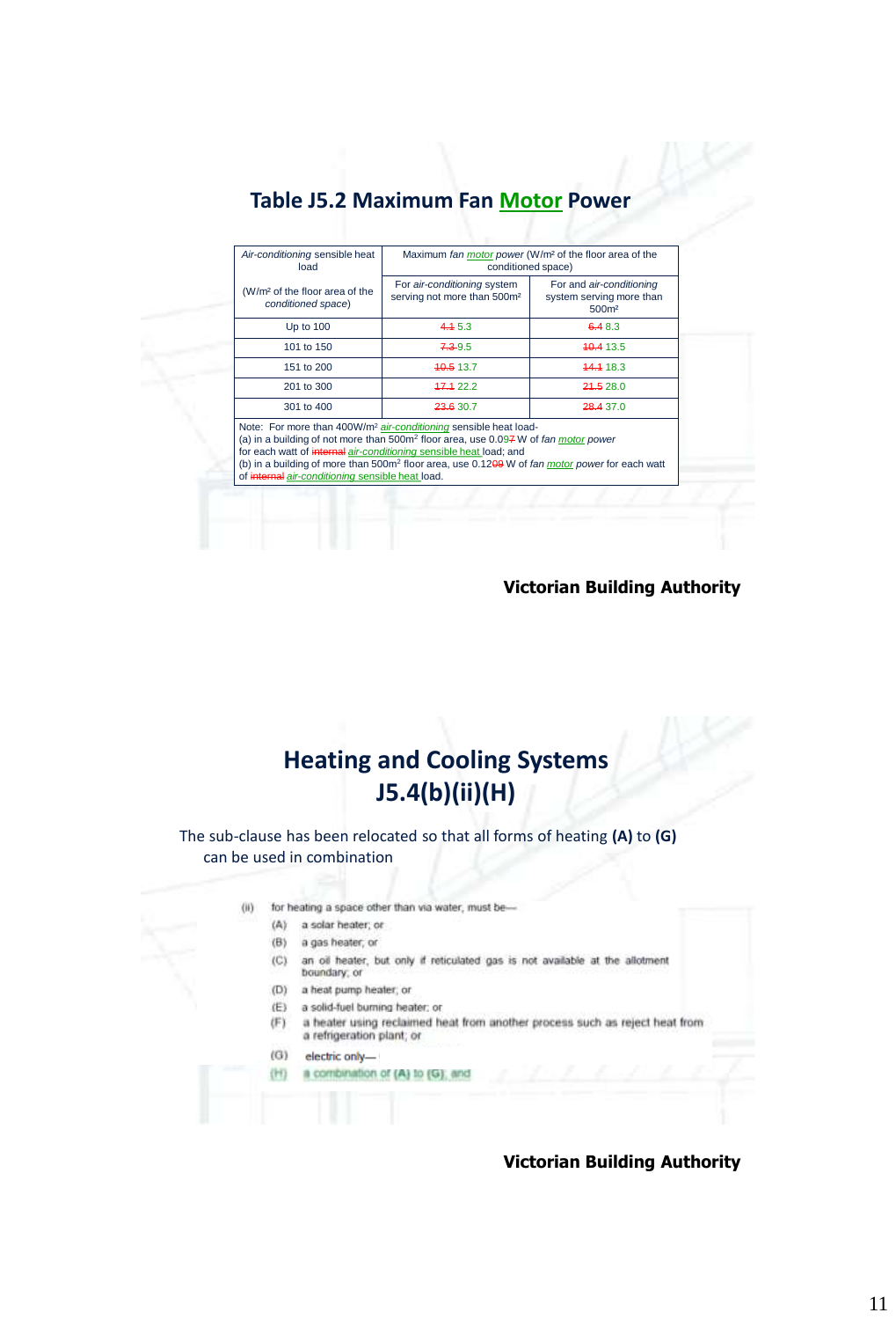## Table J5.2 Maximum Fan Motor Power

| *Air-conditioning* sensible heat load (W/m² of the floor area of the *conditioned space*) | Maximum *fan motor power* (W/m² of the floor area of the conditioned space) | |
|---|---|---|
| | For *air-conditioning* system serving not more than 500m² | For and *air-conditioning* system serving more than 500m² |
| Up to 100 | ~~4.1~~ 5.3 | ~~6.4~~ 8.3 |
| 101 to 150 | ~~7.3~~ 9.5 | ~~10.4~~ 13.5 |
| 151 to 200 | ~~10.5~~ 13.7 | ~~14.1~~ 18.3 |
| 201 to 300 | ~~17.1~~ 22.2 | ~~21.5~~ 28.0 |
| 301 to 400 | ~~23.6~~ 30.7 | ~~28.4~~ 37.0 |

Note: For more than 400W/m² *air-conditioning* sensible heat load-
(a) in a building of not more than 500m² floor area, use 0.09~~7~~ W of *fan motor power* for each watt of ~~internal~~ *air-conditioning* sensible heat load; and
(b) in a building of more than 500m² floor area, use 0.12~~09~~ W of *fan motor power* for each watt of ~~internal~~ *air-conditioning* sensible heat load.

**Victorian Building Authority**

## Heating and Cooling Systems J5.4(b)(ii)(H)

The sub-clause has been relocated so that all forms of heating **(A)** to **(G)** can be used in combination

(ii) for heating a space other than via water, must be—
- (A) a solar heater; or
- (B) a gas heater; or
- (C) an oil heater, but only if reticulated gas is not available at the allotment boundary; or
- (D) a heat pump heater; or
- (E) a solid-fuel burning heater; or
- (F) a heater using reclaimed heat from another process such as reject heat from a refrigeration plant; or
- (G) electric only—
- (H) a combination of (A) to (G); and

**Victorian Building Authority**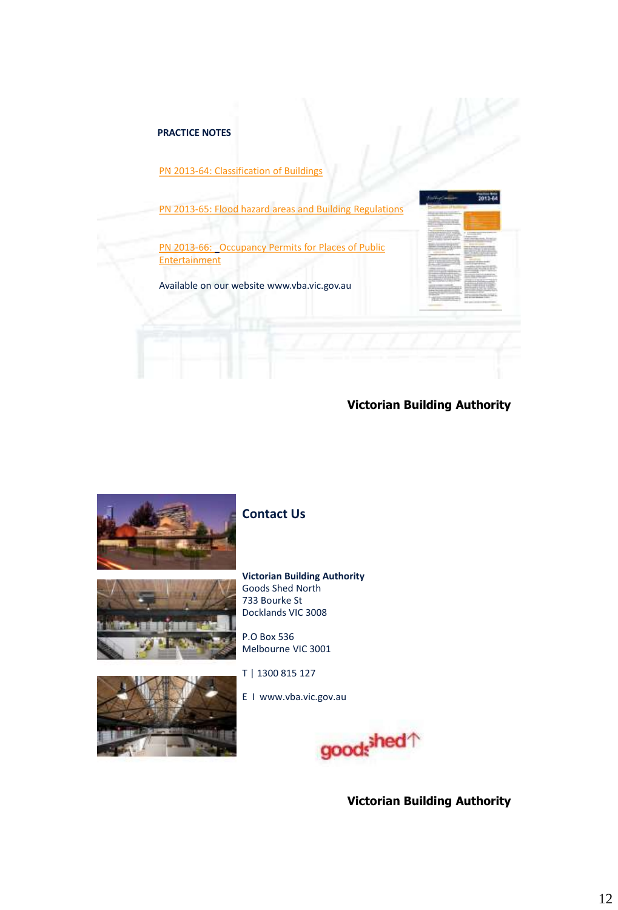## PRACTICE NOTES

PN 2013-64: Classification of Buildings

PN 2013-65: Flood hazard areas and Building Regulations

PN 2013-66: Occupancy Permits for Places of Public Entertainment

Available on our website www.vba.vic.gov.au

**Victorian Building Authority**

## Contact Us

**Victorian Building Authority**
Goods Shed North
733 Bourke St
Docklands VIC 3008

P.O Box 536
Melbourne VIC 3001

T | 1300 815 127

E I www.vba.vic.gov.au

goodshed

**Victorian Building Authority**